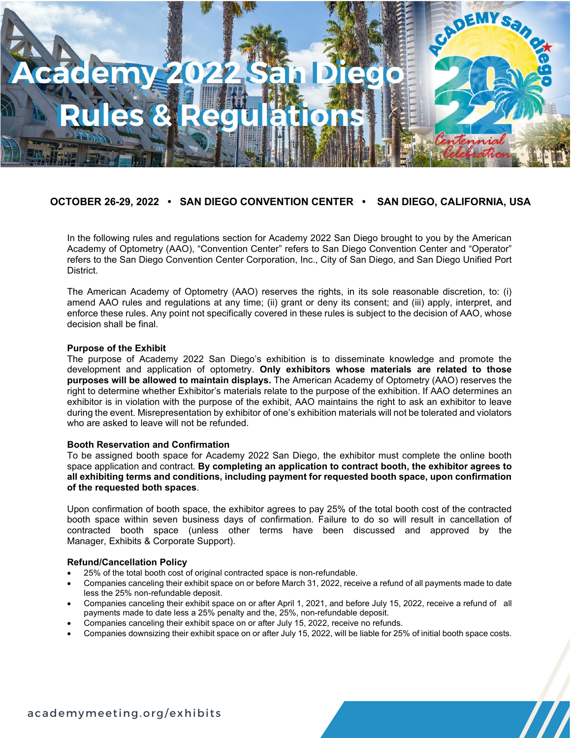# Academy 2022 San Diego Rules & Regulations

**OCTOBER 26-29, 2022 • SAN DIEGO CONVENTION CENTER • SAN DIEGO, CALIFORNIA, USA**

In the following rules and regulations section for Academy 2022 San Diego brought to you by the American Academy of Optometry (AAO), "Convention Center" refers to San Diego Convention Center and "Operator" refers to the San Diego Convention Center Corporation, Inc., City of San Diego, and San Diego Unified Port District.

The American Academy of Optometry (AAO) reserves the rights, in its sole reasonable discretion, to: (i) amend AAO rules and regulations at any time; (ii) grant or deny its consent; and (iii) apply, interpret, and enforce these rules. Any point not specifically covered in these rules is subject to the decision of AAO, whose decision shall be final.

### Purpose of the Exhibit

The purpose of Academy 2022 San Diego's exhibition is to disseminate knowledge and promote the development and application of optometry. **Only exhibitors whose materials are related to those purposes will be allowed to maintain displays.** The American Academy of Optometry (AAO) reserves the right to determine whether Exhibitor's materials relate to the purpose of the exhibition. If AAO determines an exhibitor is in violation with the purpose of the exhibit, AAO maintains the right to ask an exhibitor to leave during the event. Misrepresentation by exhibitor of one's exhibition materials will not be tolerated and violators who are asked to leave will not be refunded.

### Booth Reservation and Confirmation

To be assigned booth space for Academy 2022 San Diego, the exhibitor must complete the online booth space application and contract. **By completing an application to contract booth, the exhibitor agrees to all exhibiting terms and conditions, including payment for requested booth space, upon confirmation of the requested both spaces**.

Upon confirmation of booth space, the exhibitor agrees to pay 25% of the total booth cost of the contracted booth space within seven business days of confirmation. Failure to do so will result in cancellation of contracted booth space (unless other terms have been discussed and approved by the Manager, Exhibits & Corporate Support).

### Refund/Cancellation Policy

- 25% of the total booth cost of original contracted space is non-refundable.
- Companies canceling their exhibit space on or before March 31, 2022, receive a refund of all payments made to date less the 25% non-refundable deposit.
- Companies canceling their exhibit space on or after April 1, 2021, and before July 15, 2022, receive a refund of all payments made to date less a 25% penalty and the, 25%, non-refundable deposit.
- Companies canceling their exhibit space on or after July 15, 2022, receive no refunds.
- Companies downsizing their exhibit space on or after July 15, 2022, will be liable for 25% of initial booth space costs.

academymeeting.org/exhibits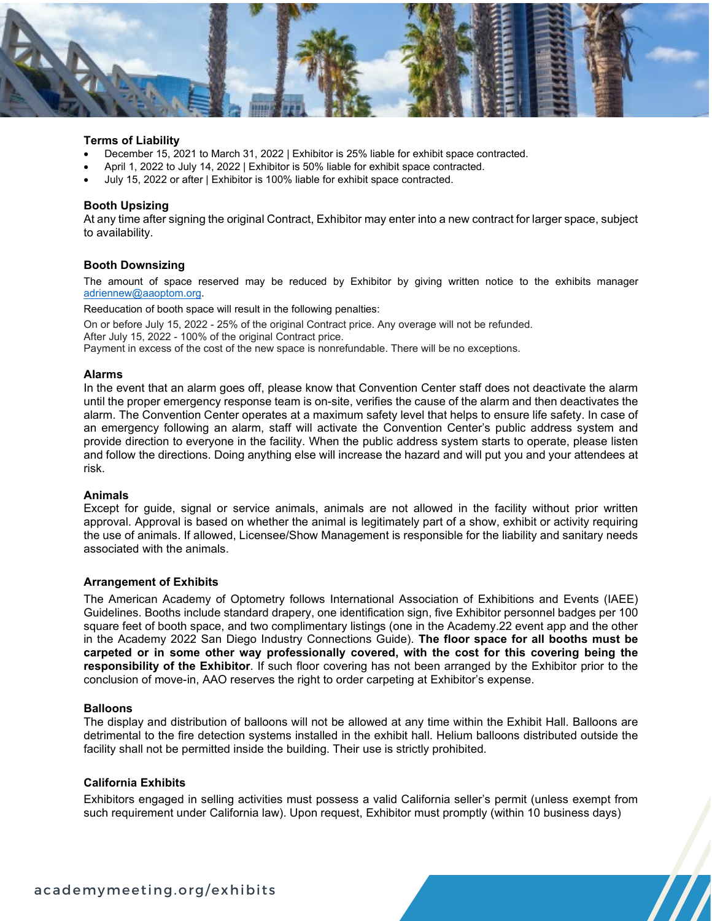### Terms of Liability

- December 15, 2021 to March 31, 2022 | Exhibitor is 25% liable for exhibit space contracted.
- April 1, 2022 to July 14, 2022 | Exhibitor is 50% liable for exhibit space contracted.
- July 15, 2022 or after | Exhibitor is 100% liable for exhibit space contracted.

### Booth Upsizing

At any time after signing the original Contract, Exhibitor may enter into a new contract for larger space, subject to availability.

### Booth Downsizing

The amount of space reserved may be reduced by Exhibitor by giving written notice to the exhibits manager adriennew@aaoptom.org.

Reeducation of booth space will result in the following penalties:

On or before July 15, 2022 - 25% of the original Contract price. Any overage will not be refunded.
After July 15, 2022 - 100% of the original Contract price.
Payment in excess of the cost of the new space is nonrefundable. There will be no exceptions.

### Alarms

In the event that an alarm goes off, please know that Convention Center staff does not deactivate the alarm until the proper emergency response team is on-site, verifies the cause of the alarm and then deactivates the alarm. The Convention Center operates at a maximum safety level that helps to ensure life safety. In case of an emergency following an alarm, staff will activate the Convention Center's public address system and provide direction to everyone in the facility. When the public address system starts to operate, please listen and follow the directions. Doing anything else will increase the hazard and will put you and your attendees at risk.

### Animals

Except for guide, signal or service animals, animals are not allowed in the facility without prior written approval. Approval is based on whether the animal is legitimately part of a show, exhibit or activity requiring the use of animals. If allowed, Licensee/Show Management is responsible for the liability and sanitary needs associated with the animals.

### Arrangement of Exhibits

The American Academy of Optometry follows International Association of Exhibitions and Events (IAEE) Guidelines. Booths include standard drapery, one identification sign, five Exhibitor personnel badges per 100 square feet of booth space, and two complimentary listings (one in the Academy.22 event app and the other in the Academy 2022 San Diego Industry Connections Guide). **The floor space for all booths must be carpeted or in some other way professionally covered, with the cost for this covering being the responsibility of the Exhibitor**. If such floor covering has not been arranged by the Exhibitor prior to the conclusion of move-in, AAO reserves the right to order carpeting at Exhibitor's expense.

### Balloons

The display and distribution of balloons will not be allowed at any time within the Exhibit Hall. Balloons are detrimental to the fire detection systems installed in the exhibit hall. Helium balloons distributed outside the facility shall not be permitted inside the building. Their use is strictly prohibited.

### California Exhibits

Exhibitors engaged in selling activities must possess a valid California seller's permit (unless exempt from such requirement under California law). Upon request, Exhibitor must promptly (within 10 business days)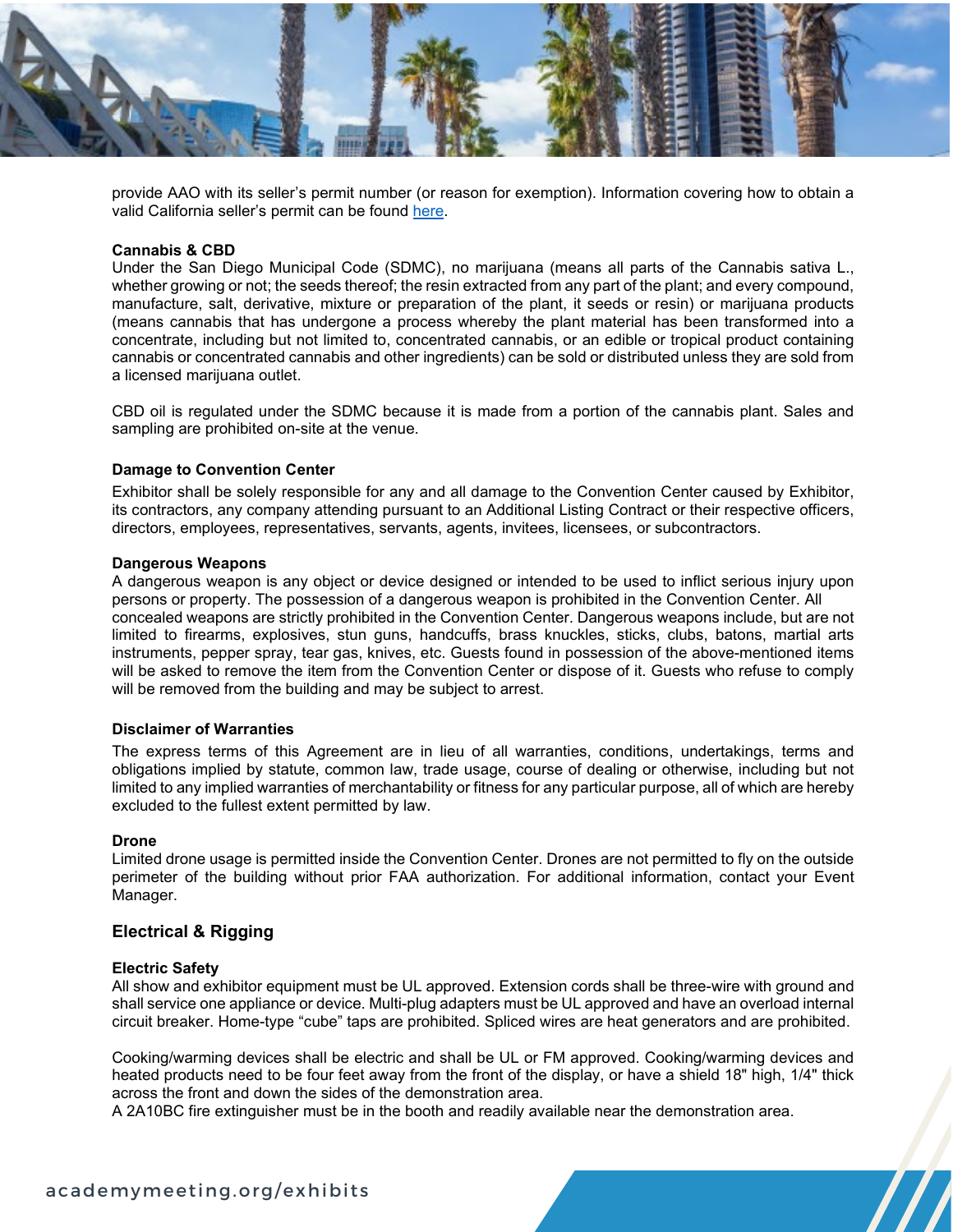provide AAO with its seller's permit number (or reason for exemption). Information covering how to obtain a valid California seller's permit can be found [here](here).

**Cannabis & CBD**

Under the San Diego Municipal Code (SDMC), no marijuana (means all parts of the Cannabis sativa L., whether growing or not; the seeds thereof; the resin extracted from any part of the plant; and every compound, manufacture, salt, derivative, mixture or preparation of the plant, it seeds or resin) or marijuana products (means cannabis that has undergone a process whereby the plant material has been transformed into a concentrate, including but not limited to, concentrated cannabis, or an edible or tropical product containing cannabis or concentrated cannabis and other ingredients) can be sold or distributed unless they are sold from a licensed marijuana outlet.

CBD oil is regulated under the SDMC because it is made from a portion of the cannabis plant. Sales and sampling are prohibited on-site at the venue.

**Damage to Convention Center**

Exhibitor shall be solely responsible for any and all damage to the Convention Center caused by Exhibitor, its contractors, any company attending pursuant to an Additional Listing Contract or their respective officers, directors, employees, representatives, servants, agents, invitees, licensees, or subcontractors.

**Dangerous Weapons**

A dangerous weapon is any object or device designed or intended to be used to inflict serious injury upon persons or property. The possession of a dangerous weapon is prohibited in the Convention Center. All concealed weapons are strictly prohibited in the Convention Center. Dangerous weapons include, but are not limited to firearms, explosives, stun guns, handcuffs, brass knuckles, sticks, clubs, batons, martial arts instruments, pepper spray, tear gas, knives, etc. Guests found in possession of the above-mentioned items will be asked to remove the item from the Convention Center or dispose of it. Guests who refuse to comply will be removed from the building and may be subject to arrest.

**Disclaimer of Warranties**

The express terms of this Agreement are in lieu of all warranties, conditions, undertakings, terms and obligations implied by statute, common law, trade usage, course of dealing or otherwise, including but not limited to any implied warranties of merchantability or fitness for any particular purpose, all of which are hereby excluded to the fullest extent permitted by law.

**Drone**

Limited drone usage is permitted inside the Convention Center. Drones are not permitted to fly on the outside perimeter of the building without prior FAA authorization. For additional information, contact your Event Manager.

## Electrical & Rigging

**Electric Safety**

All show and exhibitor equipment must be UL approved. Extension cords shall be three-wire with ground and shall service one appliance or device. Multi-plug adapters must be UL approved and have an overload internal circuit breaker. Home-type "cube" taps are prohibited. Spliced wires are heat generators and are prohibited.

Cooking/warming devices shall be electric and shall be UL or FM approved. Cooking/warming devices and heated products need to be four feet away from the front of the display, or have a shield 18" high, 1/4" thick across the front and down the sides of the demonstration area.
A 2A10BC fire extinguisher must be in the booth and readily available near the demonstration area.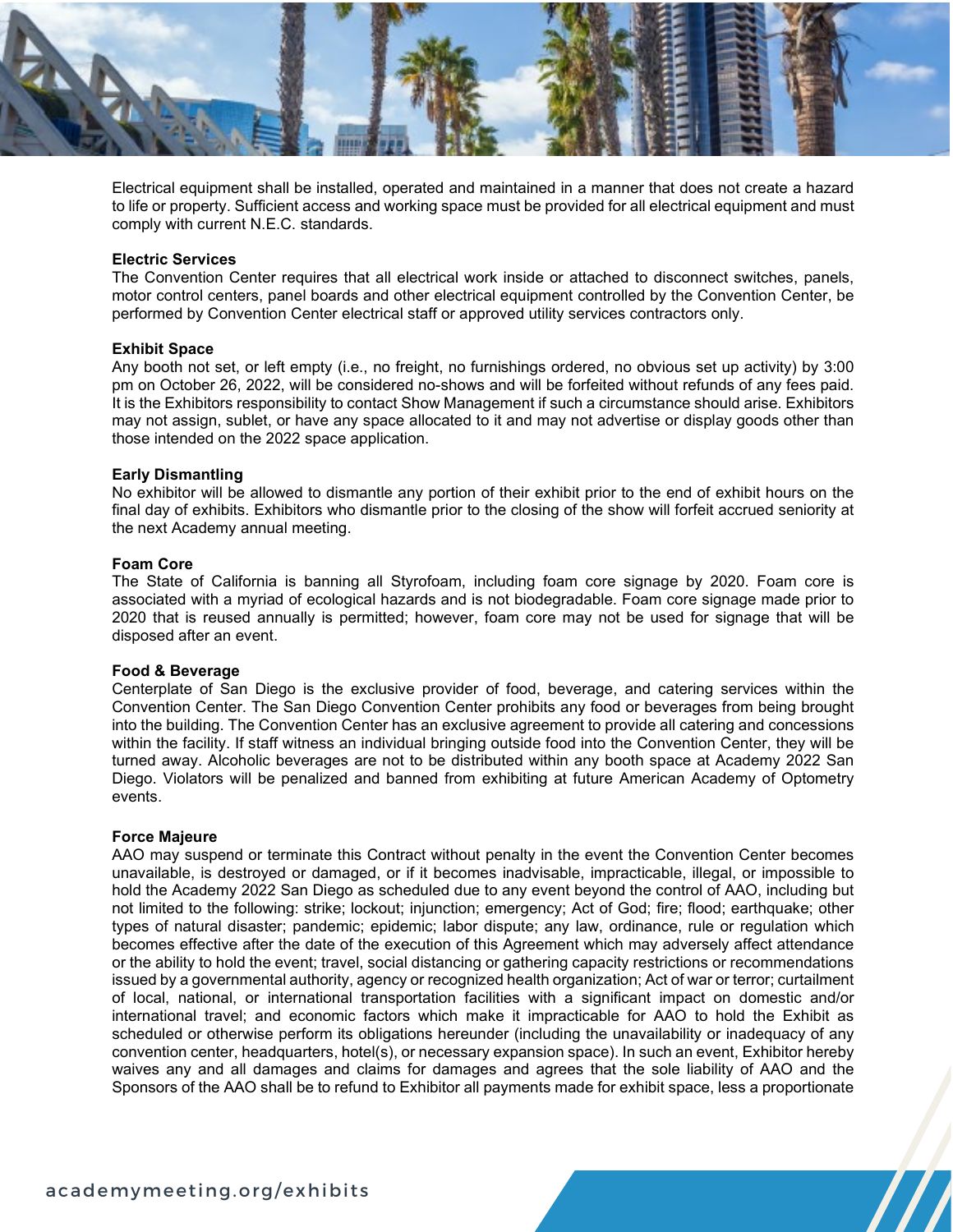Electrical equipment shall be installed, operated and maintained in a manner that does not create a hazard to life or property. Sufficient access and working space must be provided for all electrical equipment and must comply with current N.E.C. standards.

**Electric Services**
The Convention Center requires that all electrical work inside or attached to disconnect switches, panels, motor control centers, panel boards and other electrical equipment controlled by the Convention Center, be performed by Convention Center electrical staff or approved utility services contractors only.

**Exhibit Space**
Any booth not set, or left empty (i.e., no freight, no furnishings ordered, no obvious set up activity) by 3:00 pm on October 26, 2022, will be considered no-shows and will be forfeited without refunds of any fees paid. It is the Exhibitors responsibility to contact Show Management if such a circumstance should arise. Exhibitors may not assign, sublet, or have any space allocated to it and may not advertise or display goods other than those intended on the 2022 space application.

**Early Dismantling**
No exhibitor will be allowed to dismantle any portion of their exhibit prior to the end of exhibit hours on the final day of exhibits. Exhibitors who dismantle prior to the closing of the show will forfeit accrued seniority at the next Academy annual meeting.

**Foam Core**
The State of California is banning all Styrofoam, including foam core signage by 2020. Foam core is associated with a myriad of ecological hazards and is not biodegradable. Foam core signage made prior to 2020 that is reused annually is permitted; however, foam core may not be used for signage that will be disposed after an event.

**Food & Beverage**
Centerplate of San Diego is the exclusive provider of food, beverage, and catering services within the Convention Center. The San Diego Convention Center prohibits any food or beverages from being brought into the building. The Convention Center has an exclusive agreement to provide all catering and concessions within the facility. If staff witness an individual bringing outside food into the Convention Center, they will be turned away. Alcoholic beverages are not to be distributed within any booth space at Academy 2022 San Diego. Violators will be penalized and banned from exhibiting at future American Academy of Optometry events.

**Force Majeure**
AAO may suspend or terminate this Contract without penalty in the event the Convention Center becomes unavailable, is destroyed or damaged, or if it becomes inadvisable, impracticable, illegal, or impossible to hold the Academy 2022 San Diego as scheduled due to any event beyond the control of AAO, including but not limited to the following: strike; lockout; injunction; emergency; Act of God; fire; flood; earthquake; other types of natural disaster; pandemic; epidemic; labor dispute; any law, ordinance, rule or regulation which becomes effective after the date of the execution of this Agreement which may adversely affect attendance or the ability to hold the event; travel, social distancing or gathering capacity restrictions or recommendations issued by a governmental authority, agency or recognized health organization; Act of war or terror; curtailment of local, national, or international transportation facilities with a significant impact on domestic and/or international travel; and economic factors which make it impracticable for AAO to hold the Exhibit as scheduled or otherwise perform its obligations hereunder (including the unavailability or inadequacy of any convention center, headquarters, hotel(s), or necessary expansion space). In such an event, Exhibitor hereby waives any and all damages and claims for damages and agrees that the sole liability of AAO and the Sponsors of the AAO shall be to refund to Exhibitor all payments made for exhibit space, less a proportionate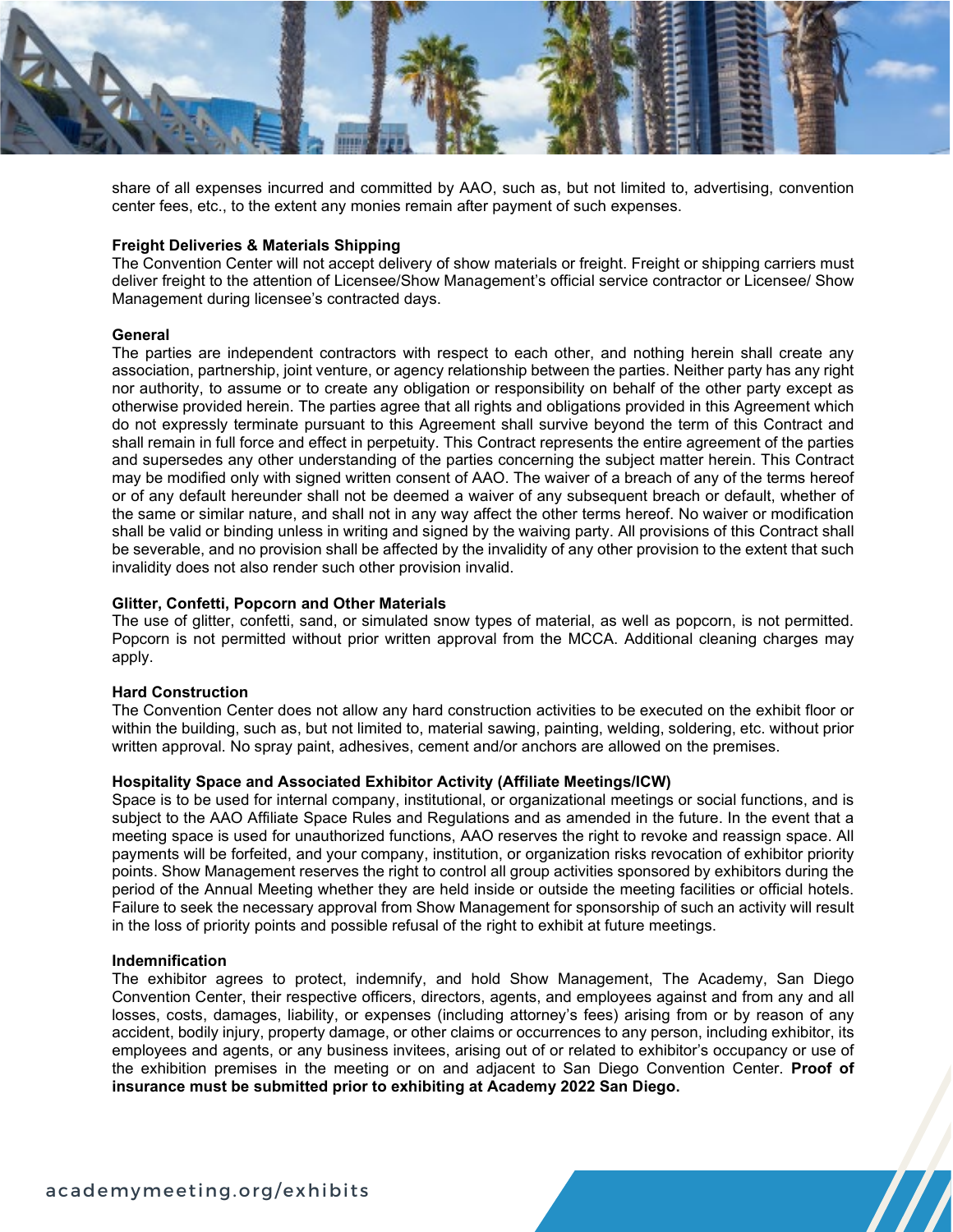share of all expenses incurred and committed by AAO, such as, but not limited to, advertising, convention center fees, etc., to the extent any monies remain after payment of such expenses.

**Freight Deliveries & Materials Shipping**

The Convention Center will not accept delivery of show materials or freight. Freight or shipping carriers must deliver freight to the attention of Licensee/Show Management's official service contractor or Licensee/ Show Management during licensee's contracted days.

**General**

The parties are independent contractors with respect to each other, and nothing herein shall create any association, partnership, joint venture, or agency relationship between the parties. Neither party has any right nor authority, to assume or to create any obligation or responsibility on behalf of the other party except as otherwise provided herein. The parties agree that all rights and obligations provided in this Agreement which do not expressly terminate pursuant to this Agreement shall survive beyond the term of this Contract and shall remain in full force and effect in perpetuity. This Contract represents the entire agreement of the parties and supersedes any other understanding of the parties concerning the subject matter herein. This Contract may be modified only with signed written consent of AAO. The waiver of a breach of any of the terms hereof or of any default hereunder shall not be deemed a waiver of any subsequent breach or default, whether of the same or similar nature, and shall not in any way affect the other terms hereof. No waiver or modification shall be valid or binding unless in writing and signed by the waiving party. All provisions of this Contract shall be severable, and no provision shall be affected by the invalidity of any other provision to the extent that such invalidity does not also render such other provision invalid.

**Glitter, Confetti, Popcorn and Other Materials**

The use of glitter, confetti, sand, or simulated snow types of material, as well as popcorn, is not permitted. Popcorn is not permitted without prior written approval from the MCCA. Additional cleaning charges may apply.

**Hard Construction**

The Convention Center does not allow any hard construction activities to be executed on the exhibit floor or within the building, such as, but not limited to, material sawing, painting, welding, soldering, etc. without prior written approval. No spray paint, adhesives, cement and/or anchors are allowed on the premises.

**Hospitality Space and Associated Exhibitor Activity (Affiliate Meetings/ICW)**

Space is to be used for internal company, institutional, or organizational meetings or social functions, and is subject to the AAO Affiliate Space Rules and Regulations and as amended in the future. In the event that a meeting space is used for unauthorized functions, AAO reserves the right to revoke and reassign space. All payments will be forfeited, and your company, institution, or organization risks revocation of exhibitor priority points. Show Management reserves the right to control all group activities sponsored by exhibitors during the period of the Annual Meeting whether they are held inside or outside the meeting facilities or official hotels. Failure to seek the necessary approval from Show Management for sponsorship of such an activity will result in the loss of priority points and possible refusal of the right to exhibit at future meetings.

**Indemnification**

The exhibitor agrees to protect, indemnify, and hold Show Management, The Academy, San Diego Convention Center, their respective officers, directors, agents, and employees against and from any and all losses, costs, damages, liability, or expenses (including attorney's fees) arising from or by reason of any accident, bodily injury, property damage, or other claims or occurrences to any person, including exhibitor, its employees and agents, or any business invitees, arising out of or related to exhibitor's occupancy or use of the exhibition premises in the meeting or on and adjacent to San Diego Convention Center. **Proof of insurance must be submitted prior to exhibiting at Academy 2022 San Diego.**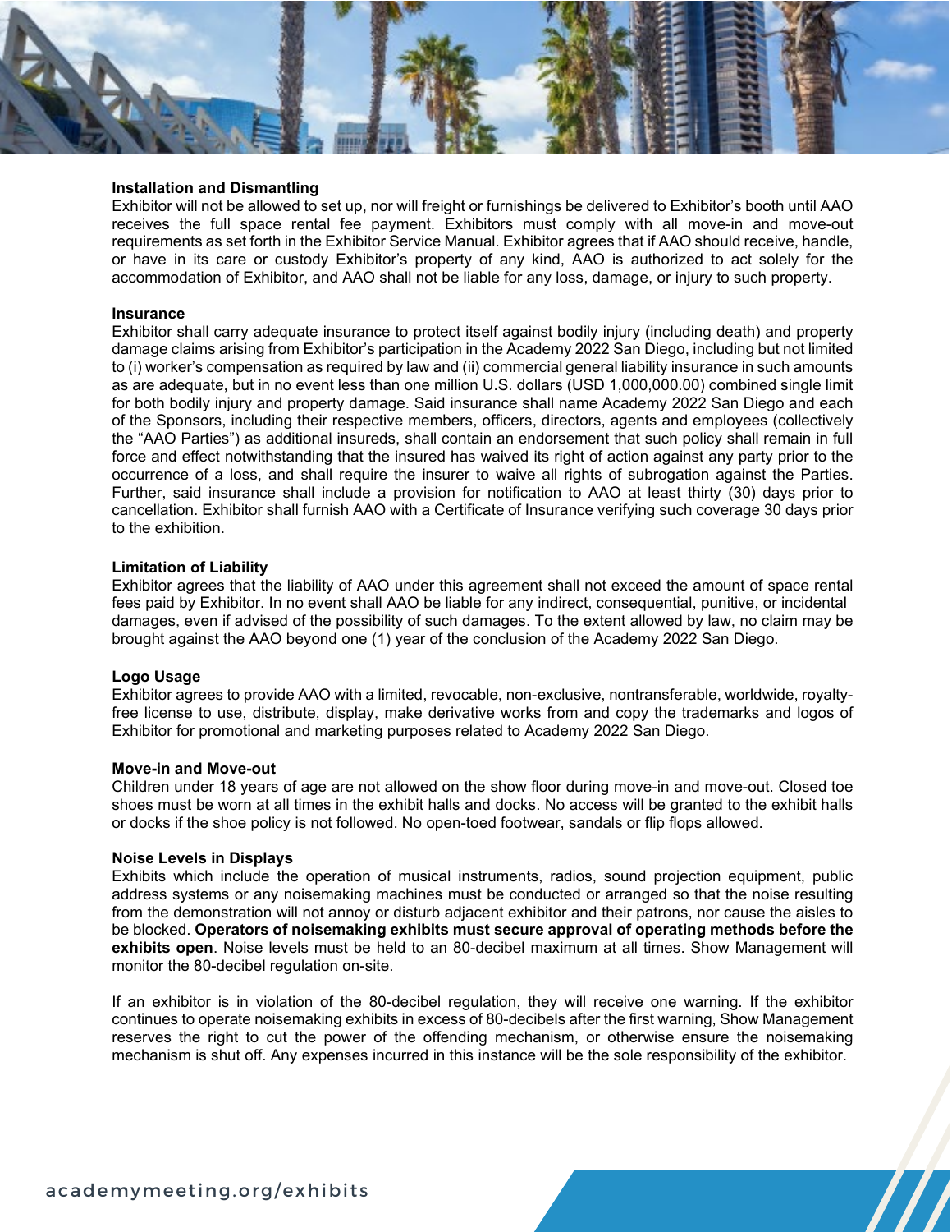### Installation and Dismantling

Exhibitor will not be allowed to set up, nor will freight or furnishings be delivered to Exhibitor's booth until AAO receives the full space rental fee payment. Exhibitors must comply with all move-in and move-out requirements as set forth in the Exhibitor Service Manual. Exhibitor agrees that if AAO should receive, handle, or have in its care or custody Exhibitor's property of any kind, AAO is authorized to act solely for the accommodation of Exhibitor, and AAO shall not be liable for any loss, damage, or injury to such property.

### Insurance

Exhibitor shall carry adequate insurance to protect itself against bodily injury (including death) and property damage claims arising from Exhibitor's participation in the Academy 2022 San Diego, including but not limited to (i) worker's compensation as required by law and (ii) commercial general liability insurance in such amounts as are adequate, but in no event less than one million U.S. dollars (USD 1,000,000.00) combined single limit for both bodily injury and property damage. Said insurance shall name Academy 2022 San Diego and each of the Sponsors, including their respective members, officers, directors, agents and employees (collectively the "AAO Parties") as additional insureds, shall contain an endorsement that such policy shall remain in full force and effect notwithstanding that the insured has waived its right of action against any party prior to the occurrence of a loss, and shall require the insurer to waive all rights of subrogation against the Parties. Further, said insurance shall include a provision for notification to AAO at least thirty (30) days prior to cancellation. Exhibitor shall furnish AAO with a Certificate of Insurance verifying such coverage 30 days prior to the exhibition.

### Limitation of Liability

Exhibitor agrees that the liability of AAO under this agreement shall not exceed the amount of space rental fees paid by Exhibitor. In no event shall AAO be liable for any indirect, consequential, punitive, or incidental damages, even if advised of the possibility of such damages. To the extent allowed by law, no claim may be brought against the AAO beyond one (1) year of the conclusion of the Academy 2022 San Diego.

### Logo Usage

Exhibitor agrees to provide AAO with a limited, revocable, non-exclusive, nontransferable, worldwide, royalty-free license to use, distribute, display, make derivative works from and copy the trademarks and logos of Exhibitor for promotional and marketing purposes related to Academy 2022 San Diego.

### Move-in and Move-out

Children under 18 years of age are not allowed on the show floor during move-in and move-out. Closed toe shoes must be worn at all times in the exhibit halls and docks. No access will be granted to the exhibit halls or docks if the shoe policy is not followed. No open-toed footwear, sandals or flip flops allowed.

### Noise Levels in Displays

Exhibits which include the operation of musical instruments, radios, sound projection equipment, public address systems or any noisemaking machines must be conducted or arranged so that the noise resulting from the demonstration will not annoy or disturb adjacent exhibitor and their patrons, nor cause the aisles to be blocked. **Operators of noisemaking exhibits must secure approval of operating methods before the exhibits open**. Noise levels must be held to an 80-decibel maximum at all times. Show Management will monitor the 80-decibel regulation on-site.

If an exhibitor is in violation of the 80-decibel regulation, they will receive one warning. If the exhibitor continues to operate noisemaking exhibits in excess of 80-decibels after the first warning, Show Management reserves the right to cut the power of the offending mechanism, or otherwise ensure the noisemaking mechanism is shut off. Any expenses incurred in this instance will be the sole responsibility of the exhibitor.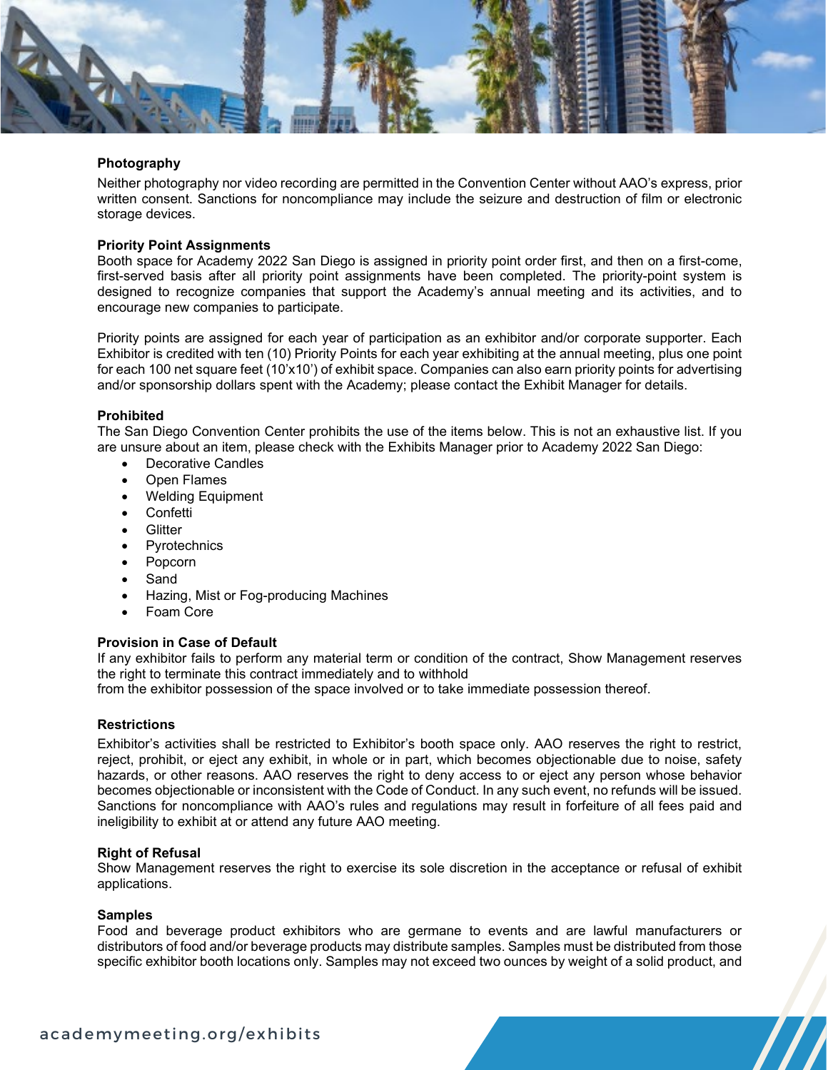### Photography

Neither photography nor video recording are permitted in the Convention Center without AAO's express, prior written consent. Sanctions for noncompliance may include the seizure and destruction of film or electronic storage devices.

### Priority Point Assignments

Booth space for Academy 2022 San Diego is assigned in priority point order first, and then on a first-come, first-served basis after all priority point assignments have been completed. The priority-point system is designed to recognize companies that support the Academy's annual meeting and its activities, and to encourage new companies to participate.

Priority points are assigned for each year of participation as an exhibitor and/or corporate supporter. Each Exhibitor is credited with ten (10) Priority Points for each year exhibiting at the annual meeting, plus one point for each 100 net square feet (10'x10') of exhibit space. Companies can also earn priority points for advertising and/or sponsorship dollars spent with the Academy; please contact the Exhibit Manager for details.

### Prohibited

The San Diego Convention Center prohibits the use of the items below. This is not an exhaustive list. If you are unsure about an item, please check with the Exhibits Manager prior to Academy 2022 San Diego:

- Decorative Candles
- Open Flames
- Welding Equipment
- Confetti
- Glitter
- Pyrotechnics
- Popcorn
- Sand
- Hazing, Mist or Fog-producing Machines
- Foam Core

### Provision in Case of Default

If any exhibitor fails to perform any material term or condition of the contract, Show Management reserves the right to terminate this contract immediately and to withhold
from the exhibitor possession of the space involved or to take immediate possession thereof.

### Restrictions

Exhibitor's activities shall be restricted to Exhibitor's booth space only. AAO reserves the right to restrict, reject, prohibit, or eject any exhibit, in whole or in part, which becomes objectionable due to noise, safety hazards, or other reasons. AAO reserves the right to deny access to or eject any person whose behavior becomes objectionable or inconsistent with the Code of Conduct. In any such event, no refunds will be issued. Sanctions for noncompliance with AAO's rules and regulations may result in forfeiture of all fees paid and ineligibility to exhibit at or attend any future AAO meeting.

### Right of Refusal

Show Management reserves the right to exercise its sole discretion in the acceptance or refusal of exhibit applications.

### Samples

Food and beverage product exhibitors who are germane to events and are lawful manufacturers or distributors of food and/or beverage products may distribute samples. Samples must be distributed from those specific exhibitor booth locations only. Samples may not exceed two ounces by weight of a solid product, and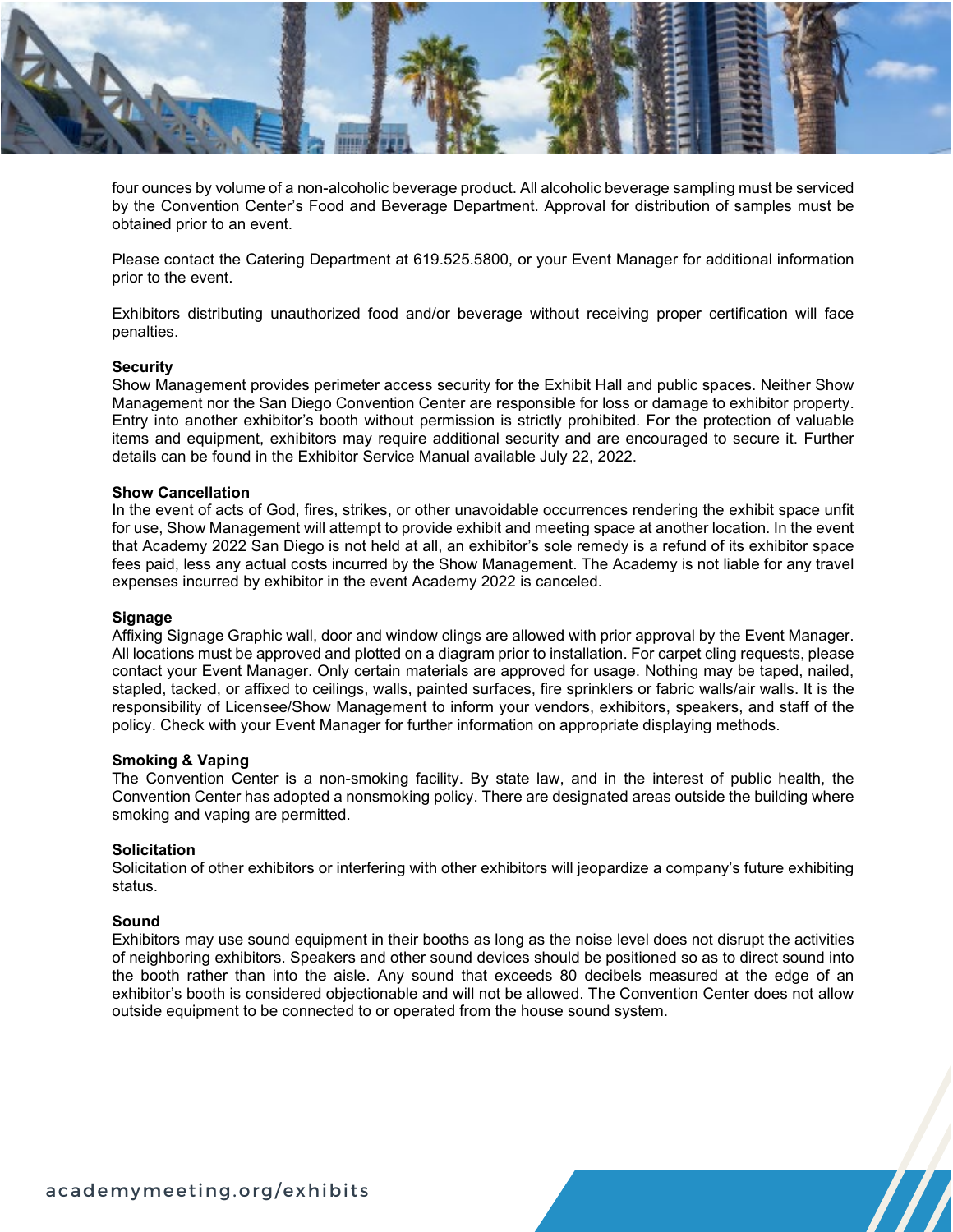four ounces by volume of a non-alcoholic beverage product. All alcoholic beverage sampling must be serviced by the Convention Center's Food and Beverage Department. Approval for distribution of samples must be obtained prior to an event.

Please contact the Catering Department at 619.525.5800, or your Event Manager for additional information prior to the event.

Exhibitors distributing unauthorized food and/or beverage without receiving proper certification will face penalties.

**Security**

Show Management provides perimeter access security for the Exhibit Hall and public spaces. Neither Show Management nor the San Diego Convention Center are responsible for loss or damage to exhibitor property. Entry into another exhibitor's booth without permission is strictly prohibited. For the protection of valuable items and equipment, exhibitors may require additional security and are encouraged to secure it. Further details can be found in the Exhibitor Service Manual available July 22, 2022.

**Show Cancellation**

In the event of acts of God, fires, strikes, or other unavoidable occurrences rendering the exhibit space unfit for use, Show Management will attempt to provide exhibit and meeting space at another location. In the event that Academy 2022 San Diego is not held at all, an exhibitor's sole remedy is a refund of its exhibitor space fees paid, less any actual costs incurred by the Show Management. The Academy is not liable for any travel expenses incurred by exhibitor in the event Academy 2022 is canceled.

**Signage**

Affixing Signage Graphic wall, door and window clings are allowed with prior approval by the Event Manager. All locations must be approved and plotted on a diagram prior to installation. For carpet cling requests, please contact your Event Manager. Only certain materials are approved for usage. Nothing may be taped, nailed, stapled, tacked, or affixed to ceilings, walls, painted surfaces, fire sprinklers or fabric walls/air walls. It is the responsibility of Licensee/Show Management to inform your vendors, exhibitors, speakers, and staff of the policy. Check with your Event Manager for further information on appropriate displaying methods.

**Smoking & Vaping**

The Convention Center is a non-smoking facility. By state law, and in the interest of public health, the Convention Center has adopted a nonsmoking policy. There are designated areas outside the building where smoking and vaping are permitted.

**Solicitation**

Solicitation of other exhibitors or interfering with other exhibitors will jeopardize a company's future exhibiting status.

**Sound**

Exhibitors may use sound equipment in their booths as long as the noise level does not disrupt the activities of neighboring exhibitors. Speakers and other sound devices should be positioned so as to direct sound into the booth rather than into the aisle. Any sound that exceeds 80 decibels measured at the edge of an exhibitor's booth is considered objectionable and will not be allowed. The Convention Center does not allow outside equipment to be connected to or operated from the house sound system.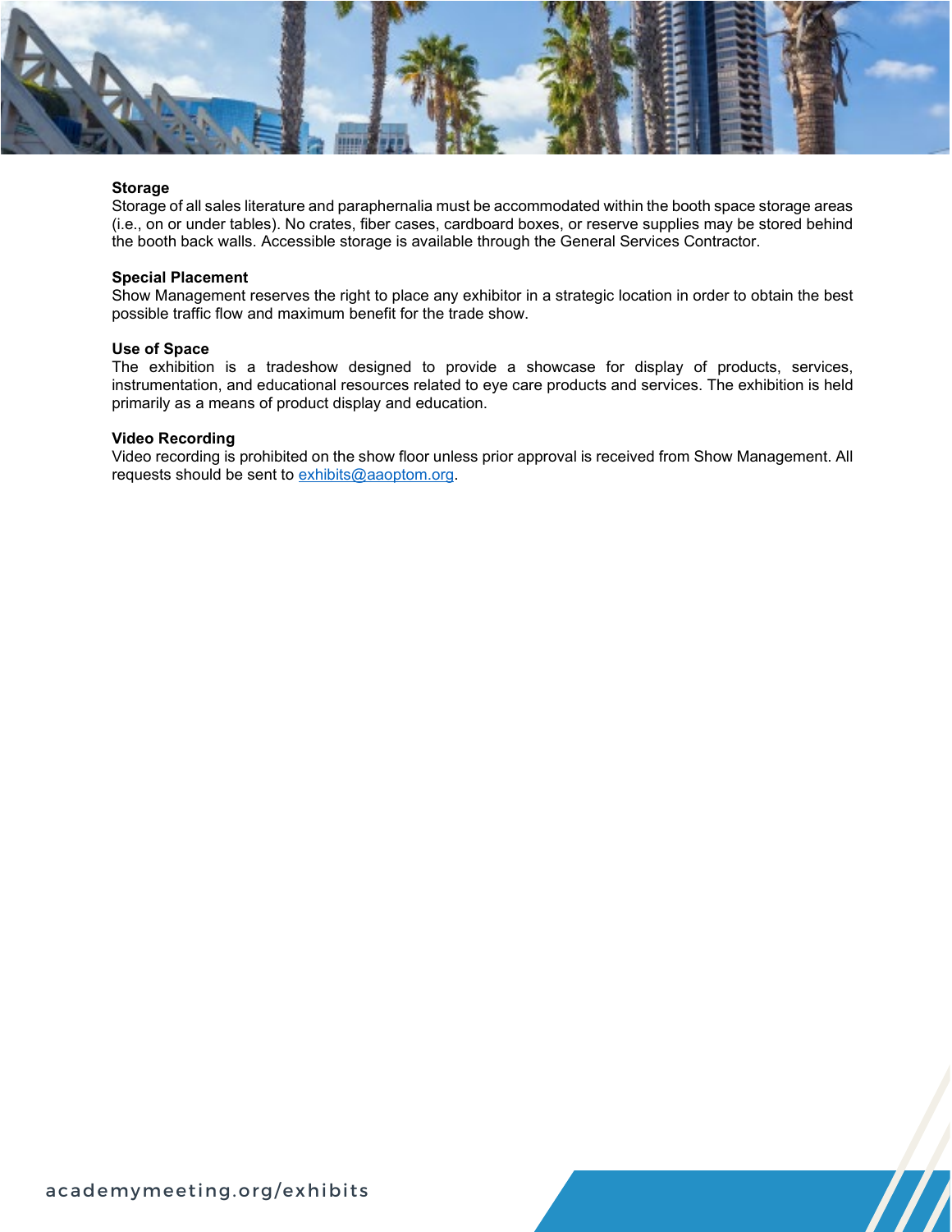**Storage**
Storage of all sales literature and paraphernalia must be accommodated within the booth space storage areas (i.e., on or under tables). No crates, fiber cases, cardboard boxes, or reserve supplies may be stored behind the booth back walls. Accessible storage is available through the General Services Contractor.

**Special Placement**
Show Management reserves the right to place any exhibitor in a strategic location in order to obtain the best possible traffic flow and maximum benefit for the trade show.

**Use of Space**
The exhibition is a tradeshow designed to provide a showcase for display of products, services, instrumentation, and educational resources related to eye care products and services. The exhibition is held primarily as a means of product display and education.

**Video Recording**
Video recording is prohibited on the show floor unless prior approval is received from Show Management. All requests should be sent to exhibits@aaoptom.org.